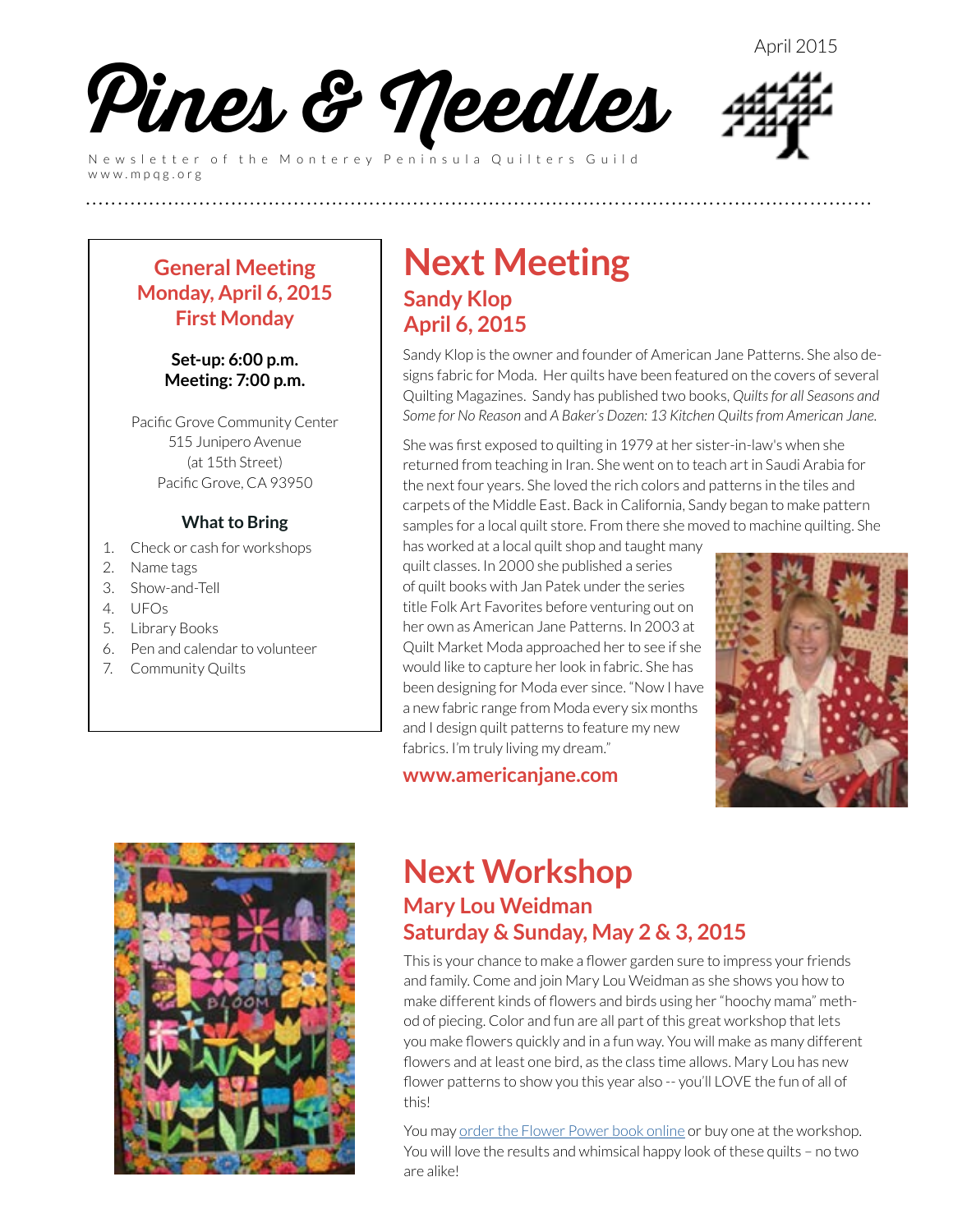April 2015

# Pines & Needles

Newsletter of the Monterey Peninsula Quilters Guild
www.mpqg.org

## General Meeting
## Monday, April 6, 2015
## First Monday

**Set-up: 6:00 p.m.**
**Meeting: 7:00 p.m.**

Pacific Grove Community Center
515 Junipero Avenue
(at 15th Street)
Pacific Grove, CA 93950

### What to Bring

1. Check or cash for workshops
2. Name tags
3. Show-and-Tell
4. UFOs
5. Library Books
6. Pen and calendar to volunteer
7. Community Quilts

# Next Meeting

## Sandy Klop
## April 6, 2015

Sandy Klop is the owner and founder of American Jane Patterns. She also designs fabric for Moda. Her quilts have been featured on the covers of several Quilting Magazines. Sandy has published two books, *Quilts for all Seasons and Some for No Reason* and *A Baker's Dozen: 13 Kitchen Quilts from American Jane.*

She was first exposed to quilting in 1979 at her sister-in-law's when she returned from teaching in Iran. She went on to teach art in Saudi Arabia for the next four years. She loved the rich colors and patterns in the tiles and carpets of the Middle East. Back in California, Sandy began to make pattern samples for a local quilt store. From there she moved to machine quilting. She has worked at a local quilt shop and taught many quilt classes. In 2000 she published a series of quilt books with Jan Patek under the series title Folk Art Favorites before venturing out on her own as American Jane Patterns. In 2003 at Quilt Market Moda approached her to see if she would like to capture her look in fabric. She has been designing for Moda ever since. "Now I have a new fabric range from Moda every six months and I design quilt patterns to feature my new fabrics. I'm truly living my dream."

**www.americanjane.com**

# Next Workshop

## Mary Lou Weidman
## Saturday & Sunday, May 2 & 3, 2015

This is your chance to make a flower garden sure to impress your friends and family. Come and join Mary Lou Weidman as she shows you how to make different kinds of flowers and birds using her "hoochy mama" method of piecing. Color and fun are all part of this great workshop that lets you make flowers quickly and in a fun way. You will make as many different flowers and at least one bird, as the class time allows. Mary Lou has new flower patterns to show you this year also -- you'll LOVE the fun of all of this!

You may order the Flower Power book online or buy one at the workshop. You will love the results and whimsical happy look of these quilts – no two are alike!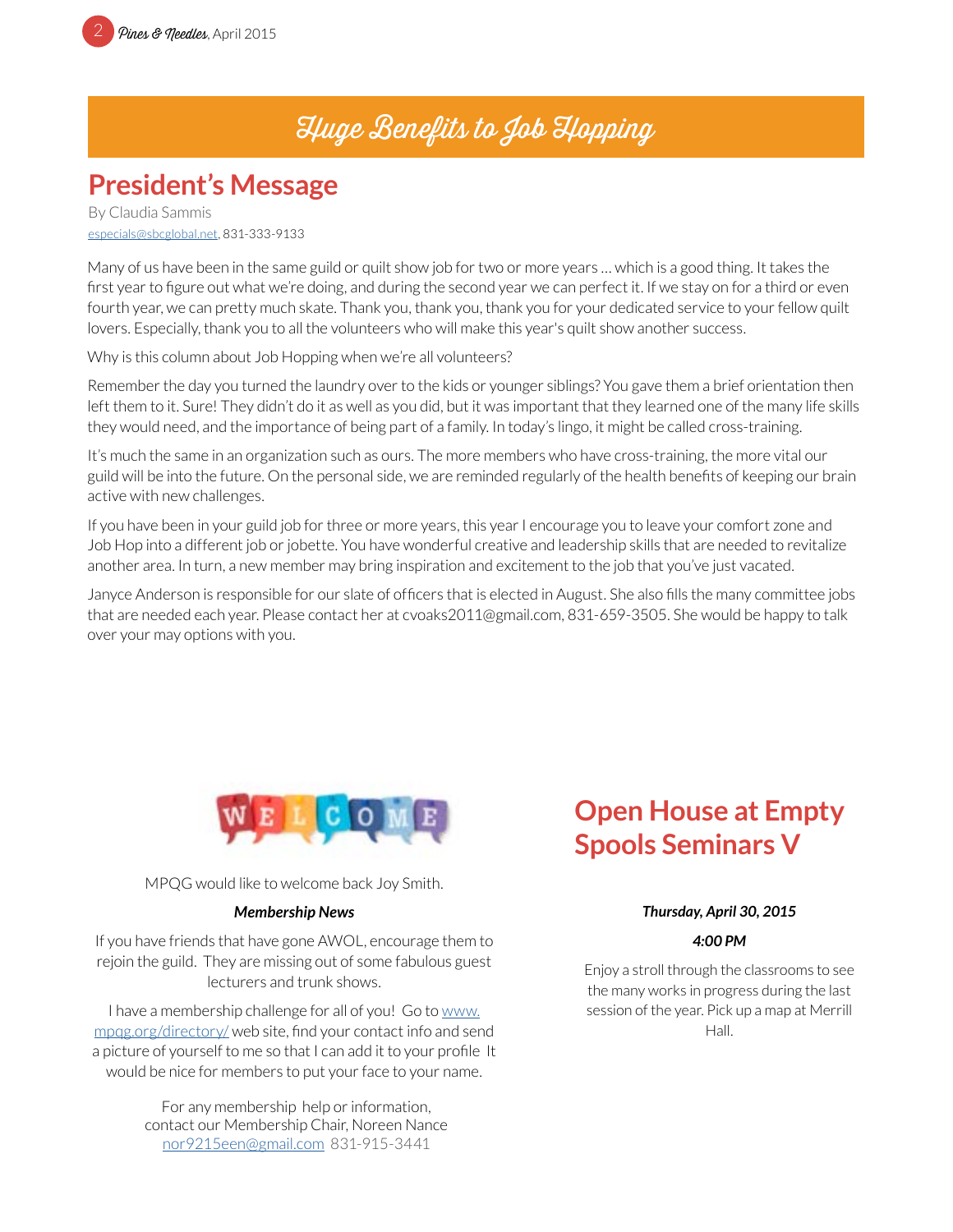# Huge Benefits to Job Hopping

## President's Message

By Claudia Sammis
especials@sbcglobal.net, 831-333-9133

Many of us have been in the same guild or quilt show job for two or more years … which is a good thing. It takes the first year to figure out what we're doing, and during the second year we can perfect it. If we stay on for a third or even fourth year, we can pretty much skate. Thank you, thank you, thank you for your dedicated service to your fellow quilt lovers. Especially, thank you to all the volunteers who will make this year's quilt show another success.

Why is this column about Job Hopping when we're all volunteers?

Remember the day you turned the laundry over to the kids or younger siblings? You gave them a brief orientation then left them to it. Sure! They didn't do it as well as you did, but it was important that they learned one of the many life skills they would need, and the importance of being part of a family. In today's lingo, it might be called cross-training.

It's much the same in an organization such as ours. The more members who have cross-training, the more vital our guild will be into the future. On the personal side, we are reminded regularly of the health benefits of keeping our brain active with new challenges.

If you have been in your guild job for three or more years, this year I encourage you to leave your comfort zone and Job Hop into a different job or jobette. You have wonderful creative and leadership skills that are needed to revitalize another area. In turn, a new member may bring inspiration and excitement to the job that you've just vacated.

Janyce Anderson is responsible for our slate of officers that is elected in August. She also fills the many committee jobs that are needed each year. Please contact her at cvoaks2011@gmail.com, 831-659-3505. She would be happy to talk over your may options with you.

WELCOME

MPQG would like to welcome back Joy Smith.

***Membership News***

If you have friends that have gone AWOL, encourage them to rejoin the guild. They are missing out of some fabulous guest lecturers and trunk shows.

I have a membership challenge for all of you! Go to www.mpqg.org/directory/ web site, find your contact info and send a picture of yourself to me so that I can add it to your profile It would be nice for members to put your face to your name.

For any membership help or information,
contact our Membership Chair, Noreen Nance
nor9215een@gmail.com 831-915-3441

## Open House at Empty Spools Seminars V

***Thursday, April 30, 2015***

***4:00 PM***

Enjoy a stroll through the classrooms to see the many works in progress during the last session of the year. Pick up a map at Merrill Hall.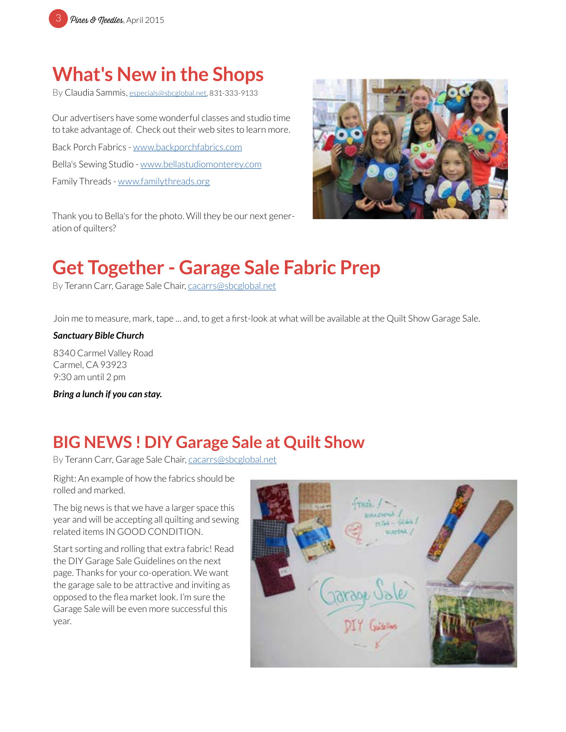# What's New in the Shops

By Claudia Sammis, especials@sbcglobal.net, 831-333-9133

Our advertisers have some wonderful classes and studio time to take advantage of. Check out their web sites to learn more.

Back Porch Fabrics - www.backporchfabrics.com

Bella's Sewing Studio - www.bellastudiomonterey.com

Family Threads - www.familythreads.org

Thank you to Bella's for the photo. Will they be our next generation of quilters?

# Get Together - Garage Sale Fabric Prep

By Terann Carr, Garage Sale Chair, cacarrs@sbcglobal.net

Join me to measure, mark, tape ... and, to get a first-look at what will be available at the Quilt Show Garage Sale.

***Sanctuary Bible Church***

8340 Carmel Valley Road
Carmel, CA 93923
9:30 am until 2 pm

***Bring a lunch if you can stay.***

# BIG NEWS ! DIY Garage Sale at Quilt Show

By Terann Carr, Garage Sale Chair, cacarrs@sbcglobal.net

Right: An example of how the fabrics should be rolled and marked.

The big news is that we have a larger space this year and will be accepting all quilting and sewing related items IN GOOD CONDITION.

Start sorting and rolling that extra fabric! Read the DIY Garage Sale Guidelines on the next page. Thanks for your co-operation. We want the garage sale to be attractive and inviting as opposed to the flea market look. I'm sure the Garage Sale will be even more successful this year.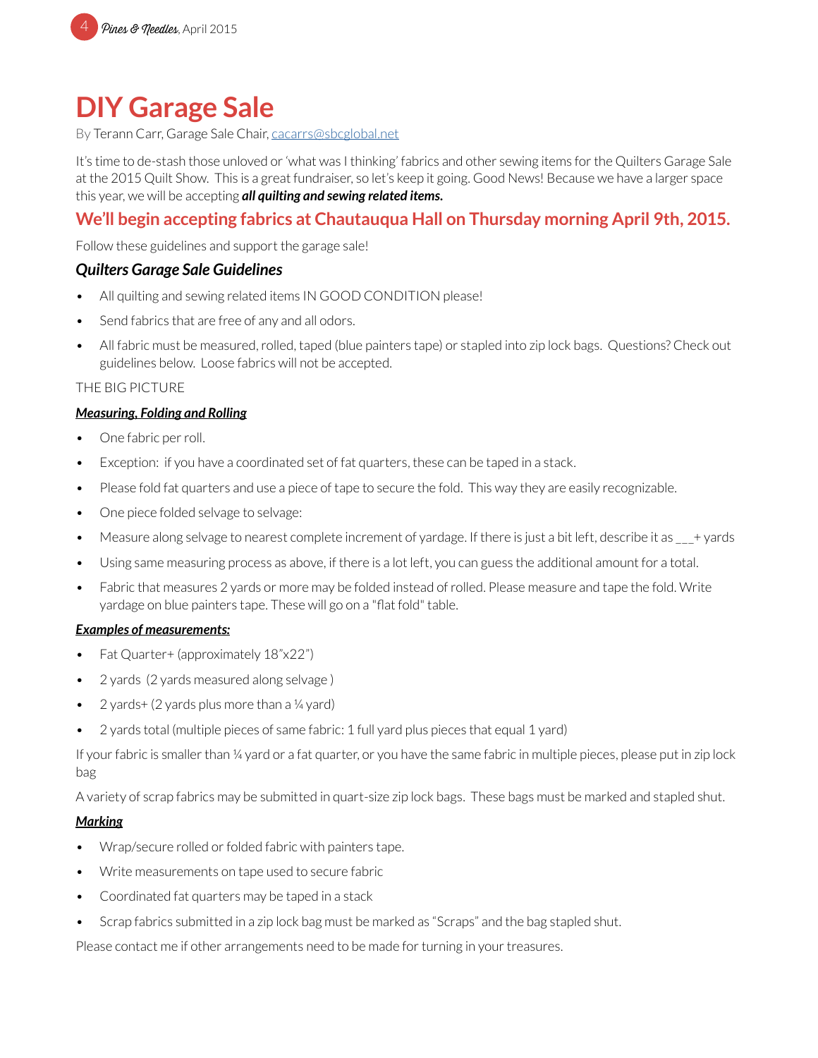# DIY Garage Sale

By Terann Carr, Garage Sale Chair, cacarrs@sbcglobal.net

It's time to de-stash those unloved or 'what was I thinking' fabrics and other sewing items for the Quilters Garage Sale at the 2015 Quilt Show. This is a great fundraiser, so let's keep it going. Good News! Because we have a larger space this year, we will be accepting ***all quilting and sewing related items.***

## We'll begin accepting fabrics at Chautauqua Hall on Thursday morning April 9th, 2015.

Follow these guidelines and support the garage sale!

### *Quilters Garage Sale Guidelines*

- All quilting and sewing related items IN GOOD CONDITION please!
- Send fabrics that are free of any and all odors.
- All fabric must be measured, rolled, taped (blue painters tape) or stapled into zip lock bags. Questions? Check out guidelines below. Loose fabrics will not be accepted.

THE BIG PICTURE

***Measuring, Folding and Rolling***

- One fabric per roll.
- Exception: if you have a coordinated set of fat quarters, these can be taped in a stack.
- Please fold fat quarters and use a piece of tape to secure the fold. This way they are easily recognizable.
- One piece folded selvage to selvage:
- Measure along selvage to nearest complete increment of yardage. If there is just a bit left, describe it as ___+ yards
- Using same measuring process as above, if there is a lot left, you can guess the additional amount for a total.
- Fabric that measures 2 yards or more may be folded instead of rolled. Please measure and tape the fold. Write yardage on blue painters tape. These will go on a "flat fold" table.

***Examples of measurements:***

- Fat Quarter+ (approximately 18"x22")
- 2 yards (2 yards measured along selvage )
- 2 yards+ (2 yards plus more than a ¼ yard)
- 2 yards total (multiple pieces of same fabric: 1 full yard plus pieces that equal 1 yard)

If your fabric is smaller than ¼ yard or a fat quarter, or you have the same fabric in multiple pieces, please put in zip lock bag

A variety of scrap fabrics may be submitted in quart-size zip lock bags. These bags must be marked and stapled shut.

***Marking***

- Wrap/secure rolled or folded fabric with painters tape.
- Write measurements on tape used to secure fabric
- Coordinated fat quarters may be taped in a stack
- Scrap fabrics submitted in a zip lock bag must be marked as "Scraps" and the bag stapled shut.

Please contact me if other arrangements need to be made for turning in your treasures.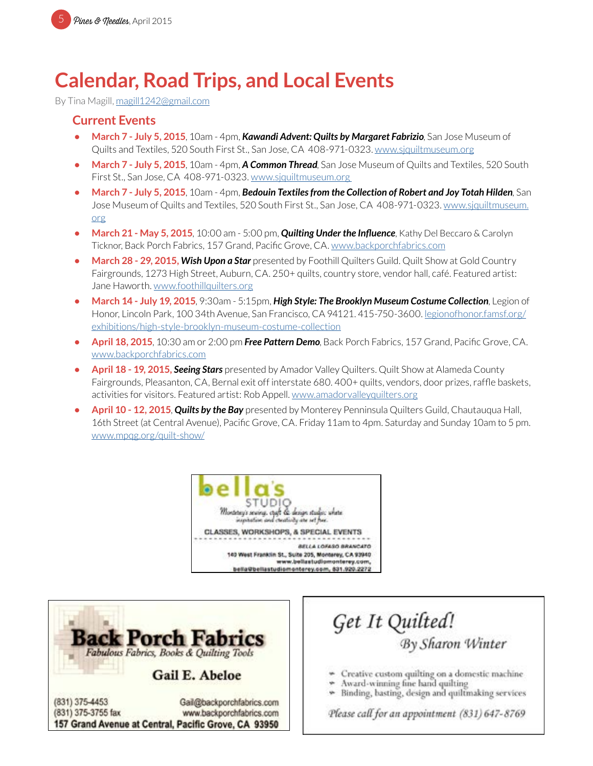# Calendar, Road Trips, and Local Events

By Tina Magill, magill1242@gmail.com

## Current Events

- **March 7 - July 5, 2015**, 10am - 4pm, ***Kawandi Advent: Quilts by Margaret Fabrizio***, San Jose Museum of Quilts and Textiles, 520 South First St., San Jose, CA 408-971-0323. www.sjquiltmuseum.org
- **March 7 - July 5, 2015**, 10am - 4pm, ***A Common Thread***, San Jose Museum of Quilts and Textiles, 520 South First St., San Jose, CA 408-971-0323. www.sjquiltmuseum.org
- **March 7 - July 5, 2015**, 10am - 4pm, ***Bedouin Textiles from the Collection of Robert and Joy Totah Hilden***, San Jose Museum of Quilts and Textiles, 520 South First St., San Jose, CA 408-971-0323. www.sjquiltmuseum.org
- **March 21 - May 5, 2015**, 10:00 am - 5:00 pm, ***Quilting Under the Influence***, Kathy Del Beccaro & Carolyn Ticknor, Back Porch Fabrics, 157 Grand, Pacific Grove, CA. www.backporchfabrics.com
- **March 28 - 29, 2015, *Wish Upon a Star*** presented by Foothill Quilters Guild. Quilt Show at Gold Country Fairgrounds, 1273 High Street, Auburn, CA. 250+ quilts, country store, vendor hall, café. Featured artist: Jane Haworth. www.foothillquilters.org
- **March 14 - July 19, 2015**, 9:30am - 5:15pm, ***High Style: The Brooklyn Museum Costume Collection***, Legion of Honor, Lincoln Park, 100 34th Avenue, San Francisco, CA 94121. 415-750-3600. legionofhonor.famsf.org/exhibitions/high-style-brooklyn-museum-costume-collection
- **April 18, 2015**, 10:30 am or 2:00 pm ***Free Pattern Demo***, Back Porch Fabrics, 157 Grand, Pacific Grove, CA. www.backporchfabrics.com
- **April 18 - 19, 2015, *Seeing Stars*** presented by Amador Valley Quilters. Quilt Show at Alameda County Fairgrounds, Pleasanton, CA, Bernal exit off interstate 680. 400+ quilts, vendors, door prizes, raffle baskets, activities for visitors. Featured artist: Rob Appell. www.amadorvalleyquilters.org
- **April 10 - 12, 2015, *Quilts by the Bay*** presented by Monterey Penninsula Quilters Guild, Chautauqua Hall, 16th Street (at Central Avenue), Pacific Grove, CA. Friday 11am to 4pm. Saturday and Sunday 10am to 5 pm. www.mpqg.org/quilt-show/

---

**bella's STUDIO**
Monterey's sewing, craft & design studio: where inspiration and creativity are set free.
CLASSES, WORKSHOPS, & SPECIAL EVENTS
BELLA LOFASO BRANCATO
140 West Franklin St., Suite 205, Monterey, CA 93940
www.bellastudiomonterey.com,
bella@bellastudiomonterey.com, 831.920.2272

---

**Back Porch Fabrics**
*Fabulous Fabrics, Books & Quilting Tools*
**Gail E. Abeloe**
(831) 375-4453 Gail@backporchfabrics.com
(831) 375-3755 fax www.backporchfabrics.com
157 Grand Avenue at Central, Pacific Grove, CA 93950

---

*Get It Quilted!*
*By Sharon Winter*

- Creative custom quilting on a domestic machine
- Award-winning fine hand quilting
- Binding, basting, design and quiltmaking services

*Please call for an appointment (831) 647-8769*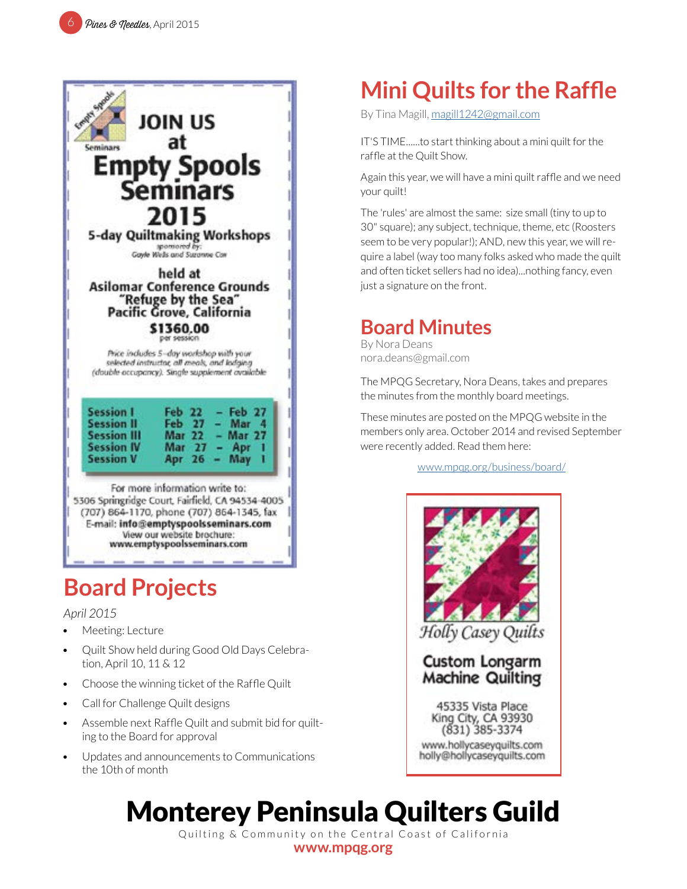JOIN US at

# Empty Spools Seminars 2015

**5-day Quiltmaking Workshops**

sponsored by: Gayle Wells and Suzanne Cox

held at
**Asilomar Conference Grounds**
**"Refuge by the Sea"**
**Pacific Grove, California**

**$1360.00**
per session

*Price includes 5-day workshop with your selected instructor, all meals, and lodging (double occupancy). Single supplement available*

| Session | Dates |
|---|---|
| Session I | Feb 22 – Feb 27 |
| Session II | Feb 27 – Mar 4 |
| Session III | Mar 22 – Mar 27 |
| Session IV | Mar 27 – Apr 1 |
| Session V | Apr 26 – May 1 |

For more information write to:
5306 Springridge Court, Fairfield, CA 94534-4005
(707) 864-1170, phone (707) 864-1345, fax
E-mail: **info@emptyspoolsseminars.com**
View our website brochure:
**www.emptyspoolsseminars.com**

## Board Projects

*April 2015*

- Meeting: Lecture
- Quilt Show held during Good Old Days Celebration, April 10, 11 & 12
- Choose the winning ticket of the Raffle Quilt
- Call for Challenge Quilt designs
- Assemble next Raffle Quilt and submit bid for quilting to the Board for approval
- Updates and announcements to Communications the 10th of month

## Mini Quilts for the Raffle

By Tina Magill, magill1242@gmail.com

IT'S TIME......to start thinking about a mini quilt for the raffle at the Quilt Show.

Again this year, we will have a mini quilt raffle and we need your quilt!

The 'rules' are almost the same: size small (tiny to up to 30" square); any subject, technique, theme, etc (Roosters seem to be very popular!); AND, new this year, we will require a label (way too many folks asked who made the quilt and often ticket sellers had no idea)...nothing fancy, even just a signature on the front.

## Board Minutes

By Nora Deans
nora.deans@gmail.com

The MPQG Secretary, Nora Deans, takes and prepares the minutes from the monthly board meetings.

These minutes are posted on the MPQG website in the members only area. October 2014 and revised September were recently added. Read them here:

www.mpqg.org/business/board/

*Holly Casey Quilts*

**Custom Longarm Machine Quilting**

45335 Vista Place
King City, CA 93930
(831) 385-3374
www.hollycaseyquilts.com
holly@hollycaseyquilts.com

# Monterey Peninsula Quilters Guild

Quilting & Community on the Central Coast of California

**www.mpqg.org**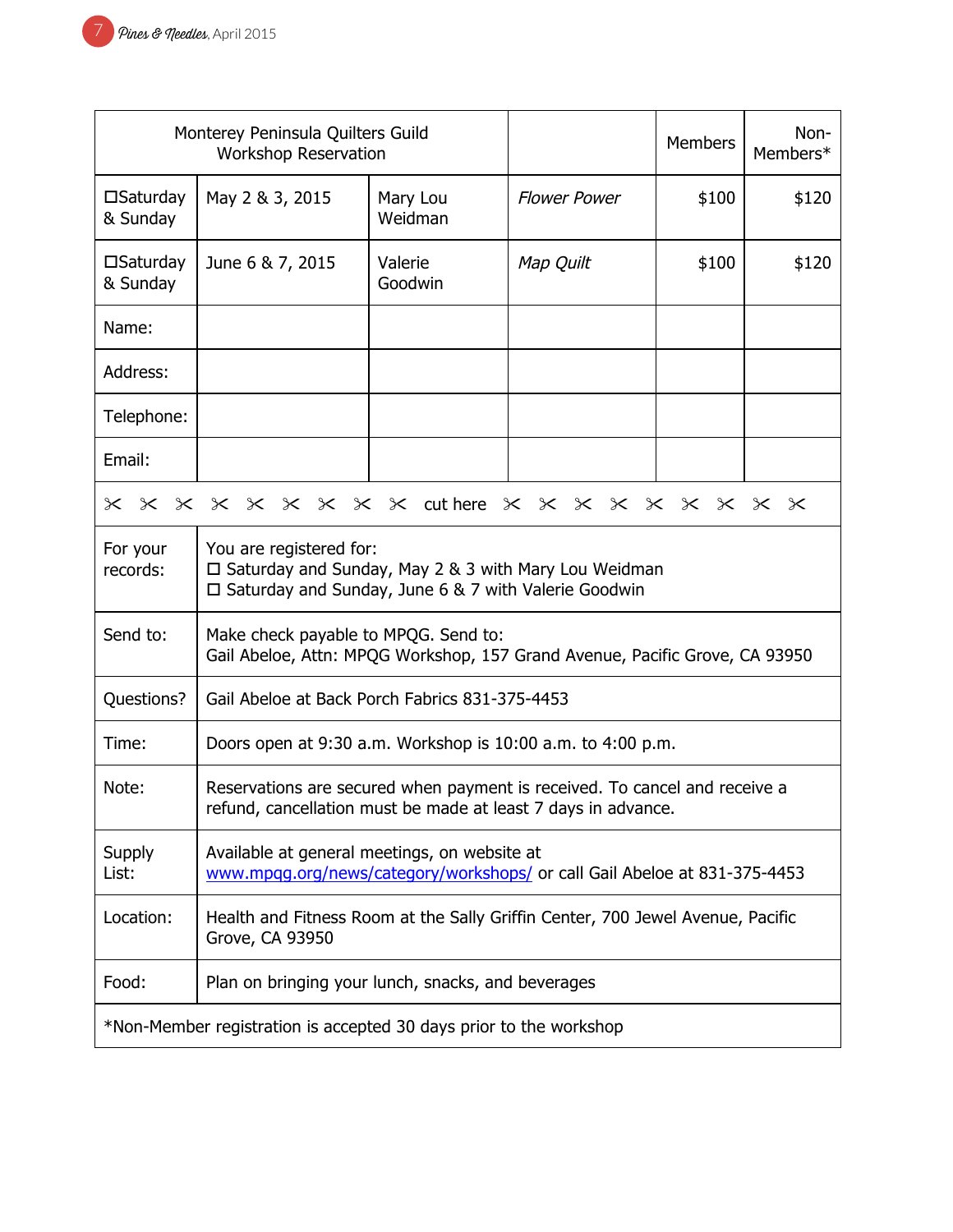| Monterey Peninsula Quilters Guild<br>Workshop Reservation | | | | Members | Non-Members* |
|---|---|---|---|---|---|
| ☐Saturday & Sunday | May 2 & 3, 2015 | Mary Lou Weidman | *Flower Power* | $100 | $120 |
| ☐Saturday & Sunday | June 6 & 7, 2015 | Valerie Goodwin | *Map Quilt* | $100 | $120 |
| Name: | | | | | |
| Address: | | | | | |
| Telephone: | | | | | |
| Email: | | | | | |

✂ ✂ ✂ ✂ ✂ ✂ ✂ ✂ ✂ cut here ✂ ✂ ✂ ✂ ✂ ✂ ✂ ✂ ✂

| | |
|---|---|
| For your records: | You are registered for:<br>☐ Saturday and Sunday, May 2 & 3 with Mary Lou Weidman<br>☐ Saturday and Sunday, June 6 & 7 with Valerie Goodwin |
| Send to: | Make check payable to MPQG. Send to:<br>Gail Abeloe, Attn: MPQG Workshop, 157 Grand Avenue, Pacific Grove, CA 93950 |
| Questions? | Gail Abeloe at Back Porch Fabrics 831-375-4453 |
| Time: | Doors open at 9:30 a.m. Workshop is 10:00 a.m. to 4:00 p.m. |
| Note: | Reservations are secured when payment is received. To cancel and receive a refund, cancellation must be made at least 7 days in advance. |
| Supply List: | Available at general meetings, on website at www.mpqg.org/news/category/workshops/ or call Gail Abeloe at 831-375-4453 |
| Location: | Health and Fitness Room at the Sally Griffin Center, 700 Jewel Avenue, Pacific Grove, CA 93950 |
| Food: | Plan on bringing your lunch, snacks, and beverages |

*Non-Member registration is accepted 30 days prior to the workshop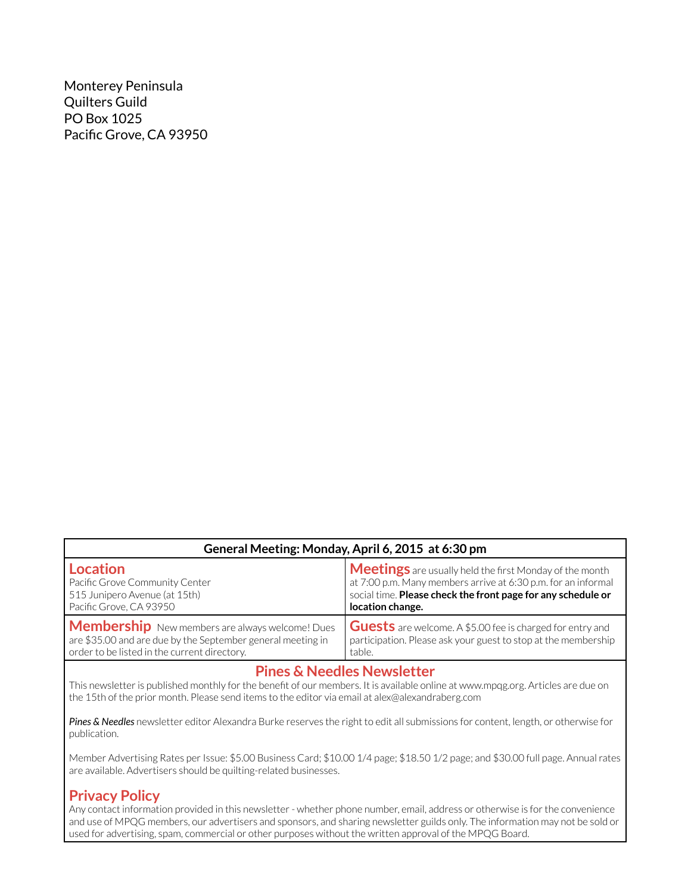Monterey Peninsula
Quilters Guild
PO Box 1025
Pacific Grove, CA 93950

**General Meeting: Monday, April 6, 2015 at 6:30 pm**

## Location

Pacific Grove Community Center
515 Junipero Avenue (at 15th)
Pacific Grove, CA 93950

## Meetings

**Meetings** are usually held the first Monday of the month at 7:00 p.m. Many members arrive at 6:30 p.m. for an informal social time. **Please check the front page for any schedule or location change.**

## Membership

**Membership** New members are always welcome! Dues are $35.00 and are due by the September general meeting in order to be listed in the current directory.

## Guests

**Guests** are welcome. A $5.00 fee is charged for entry and participation. Please ask your guest to stop at the membership table.

## Pines & Needles Newsletter

This newsletter is published monthly for the benefit of our members. It is available online at www.mpqg.org. Articles are due on the 15th of the prior month. Please send items to the editor via email at alex@alexandraberg.com

***Pines & Needles*** newsletter editor Alexandra Burke reserves the right to edit all submissions for content, length, or otherwise for publication.

Member Advertising Rates per Issue: $5.00 Business Card; $10.00 1/4 page; $18.50 1/2 page; and $30.00 full page. Annual rates are available. Advertisers should be quilting-related businesses.

## Privacy Policy

Any contact information provided in this newsletter - whether phone number, email, address or otherwise is for the convenience and use of MPQG members, our advertisers and sponsors, and sharing newsletter guilds only. The information may not be sold or used for advertising, spam, commercial or other purposes without the written approval of the MPQG Board.